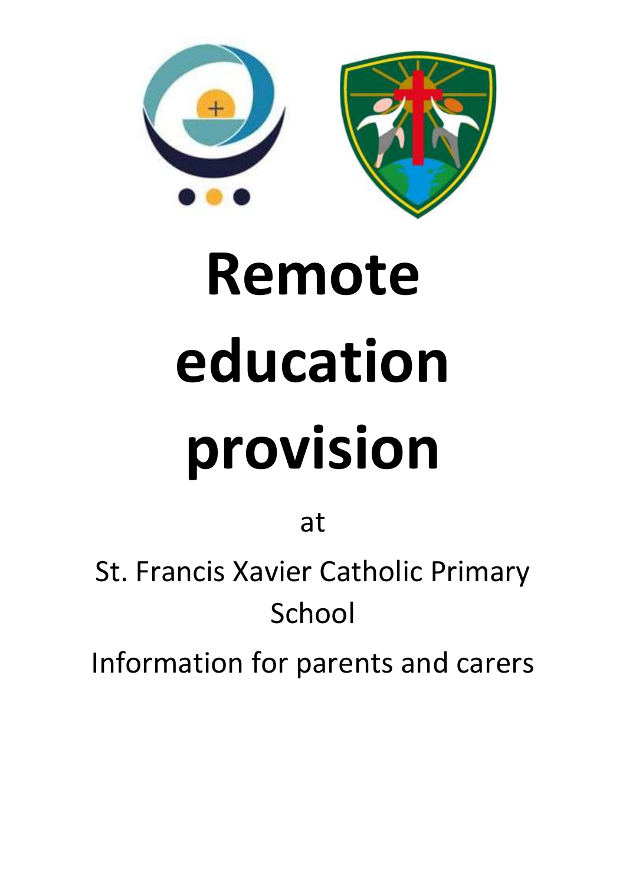# Remote education provision

at

St. Francis Xavier Catholic Primary School

Information for parents and carers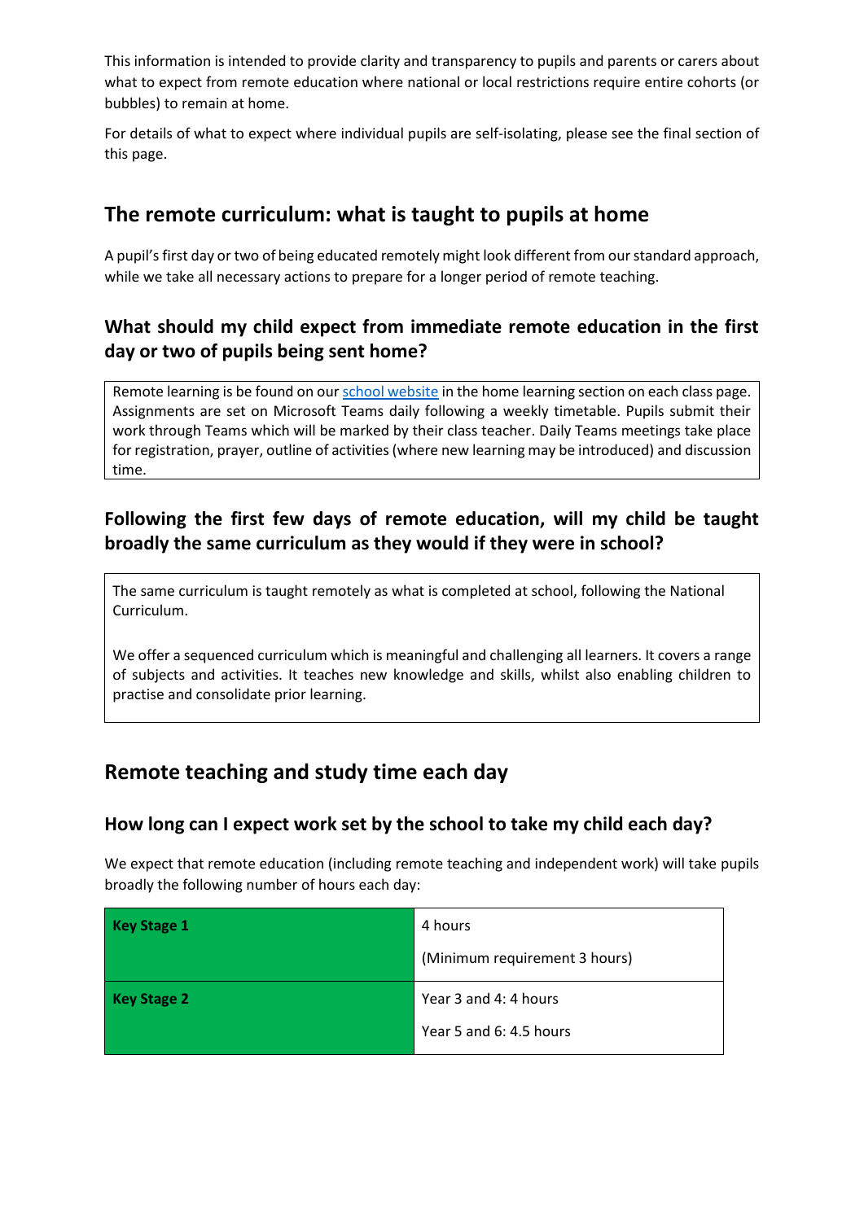This information is intended to provide clarity and transparency to pupils and parents or carers about what to expect from remote education where national or local restrictions require entire cohorts (or bubbles) to remain at home.

For details of what to expect where individual pupils are self-isolating, please see the final section of this page.

## The remote curriculum: what is taught to pupils at home

A pupil's first day or two of being educated remotely might look different from our standard approach, while we take all necessary actions to prepare for a longer period of remote teaching.

### What should my child expect from immediate remote education in the first day or two of pupils being sent home?

Remote learning is be found on our school website in the home learning section on each class page. Assignments are set on Microsoft Teams daily following a weekly timetable. Pupils submit their work through Teams which will be marked by their class teacher. Daily Teams meetings take place for registration, prayer, outline of activities (where new learning may be introduced) and discussion time.

### Following the first few days of remote education, will my child be taught broadly the same curriculum as they would if they were in school?

The same curriculum is taught remotely as what is completed at school, following the National Curriculum.

We offer a sequenced curriculum which is meaningful and challenging all learners. It covers a range of subjects and activities. It teaches new knowledge and skills, whilst also enabling children to practise and consolidate prior learning.

## Remote teaching and study time each day

### How long can I expect work set by the school to take my child each day?

We expect that remote education (including remote teaching and independent work) will take pupils broadly the following number of hours each day:

| | |
|---|---|
| **Key Stage 1** | 4 hours<br>(Minimum requirement 3 hours) |
| **Key Stage 2** | Year 3 and 4: 4 hours<br>Year 5 and 6: 4.5 hours |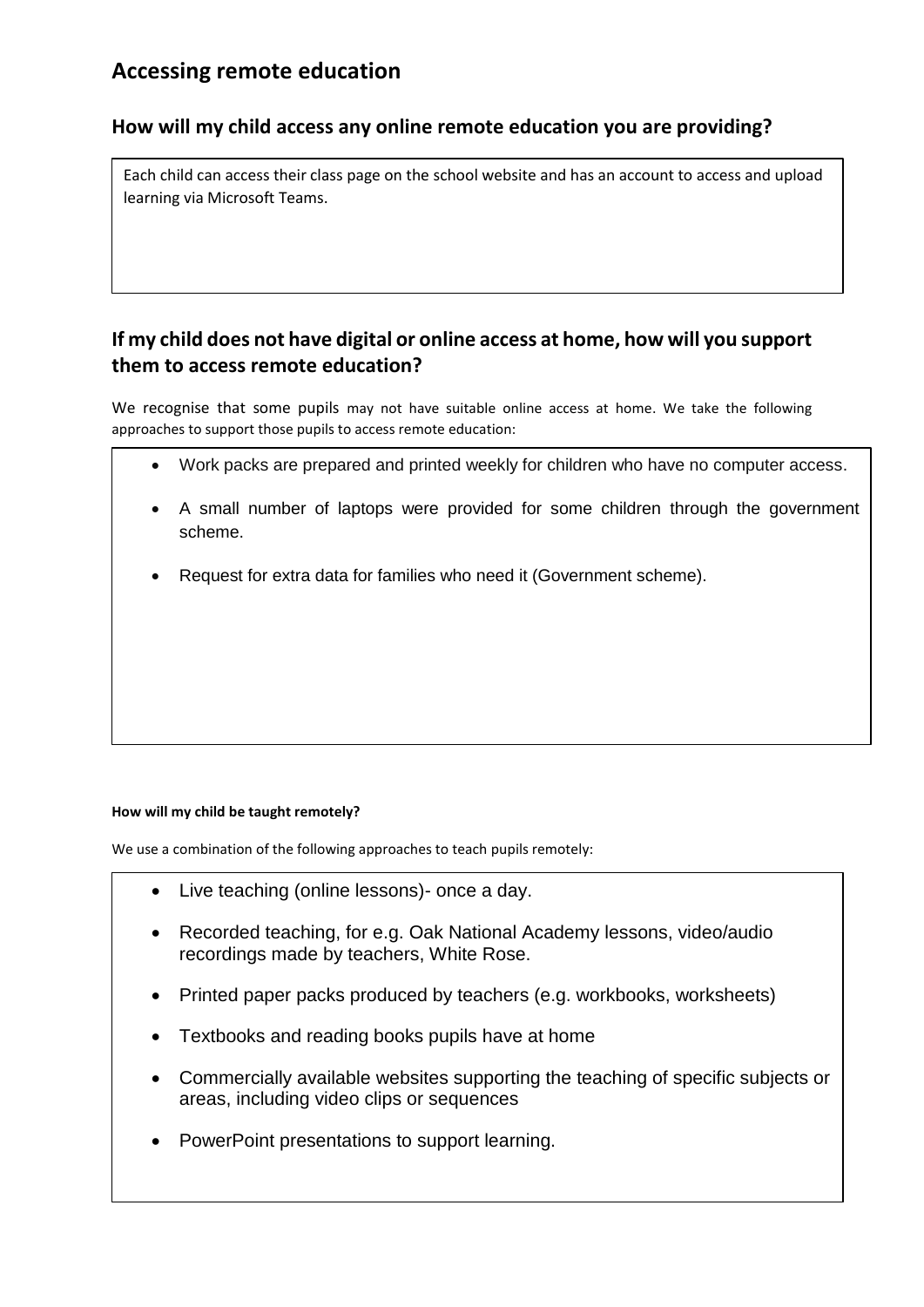## Accessing remote education

### How will my child access any online remote education you are providing?

Each child can access their class page on the school website and has an account to access and upload learning via Microsoft Teams.

### If my child does not have digital or online access at home, how will you support them to access remote education?

We recognise that some pupils may not have suitable online access at home. We take the following approaches to support those pupils to access remote education:

- Work packs are prepared and printed weekly for children who have no computer access.
- A small number of laptops were provided for some children through the government scheme.
- Request for extra data for families who need it (Government scheme).

**How will my child be taught remotely?**

We use a combination of the following approaches to teach pupils remotely:

- Live teaching (online lessons)- once a day.
- Recorded teaching, for e.g. Oak National Academy lessons, video/audio recordings made by teachers, White Rose.
- Printed paper packs produced by teachers (e.g. workbooks, worksheets)
- Textbooks and reading books pupils have at home
- Commercially available websites supporting the teaching of specific subjects or areas, including video clips or sequences
- PowerPoint presentations to support learning.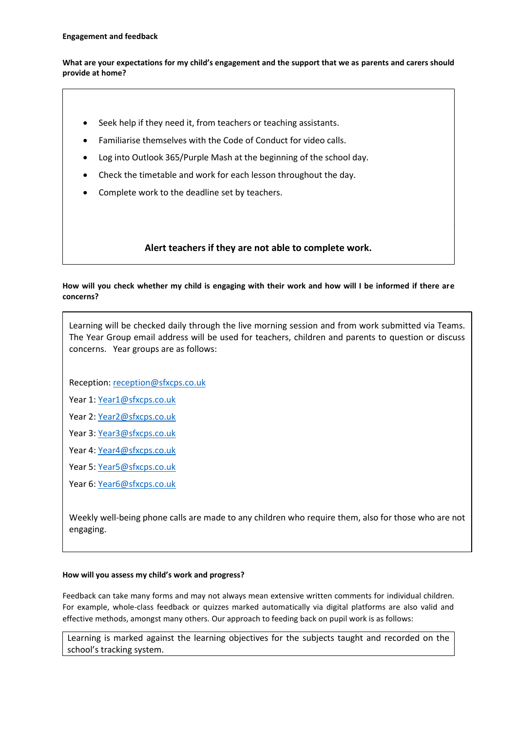**Engagement and feedback**

**What are your expectations for my child's engagement and the support that we as parents and carers should provide at home?**

- Seek help if they need it, from teachers or teaching assistants.
- Familiarise themselves with the Code of Conduct for video calls.
- Log into Outlook 365/Purple Mash at the beginning of the school day.
- Check the timetable and work for each lesson throughout the day.
- Complete work to the deadline set by teachers.

**Alert teachers if they are not able to complete work.**

**How will you check whether my child is engaging with their work and how will I be informed if there are concerns?**

Learning will be checked daily through the live morning session and from work submitted via Teams. The Year Group email address will be used for teachers, children and parents to question or discuss concerns. Year groups are as follows:

Reception: reception@sfxcps.co.uk

Year 1: Year1@sfxcps.co.uk

Year 2: Year2@sfxcps.co.uk

Year 3: Year3@sfxcps.co.uk

Year 4: Year4@sfxcps.co.uk

Year 5: Year5@sfxcps.co.uk

Year 6: Year6@sfxcps.co.uk

Weekly well-being phone calls are made to any children who require them, also for those who are not engaging.

**How will you assess my child's work and progress?**

Feedback can take many forms and may not always mean extensive written comments for individual children. For example, whole-class feedback or quizzes marked automatically via digital platforms are also valid and effective methods, amongst many others. Our approach to feeding back on pupil work is as follows:

Learning is marked against the learning objectives for the subjects taught and recorded on the school's tracking system.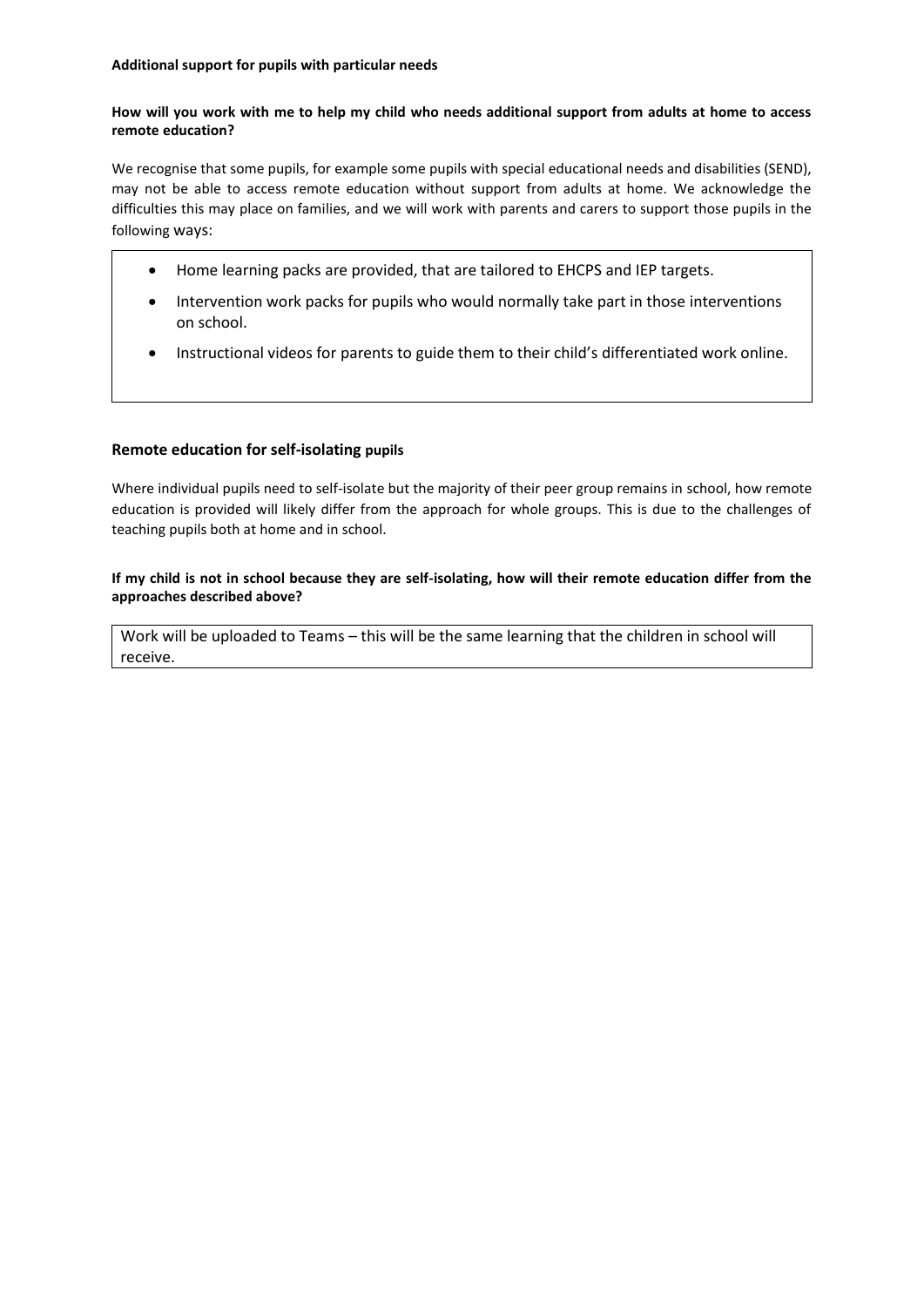**Additional support for pupils with particular needs**

**How will you work with me to help my child who needs additional support from adults at home to access remote education?**

We recognise that some pupils, for example some pupils with special educational needs and disabilities (SEND), may not be able to access remote education without support from adults at home. We acknowledge the difficulties this may place on families, and we will work with parents and carers to support those pupils in the following ways:

- Home learning packs are provided, that are tailored to EHCPS and IEP targets.
- Intervention work packs for pupils who would normally take part in those interventions on school.
- Instructional videos for parents to guide them to their child's differentiated work online.

## Remote education for self-isolating pupils

Where individual pupils need to self-isolate but the majority of their peer group remains in school, how remote education is provided will likely differ from the approach for whole groups. This is due to the challenges of teaching pupils both at home and in school.

**If my child is not in school because they are self-isolating, how will their remote education differ from the approaches described above?**

Work will be uploaded to Teams – this will be the same learning that the children in school will receive.